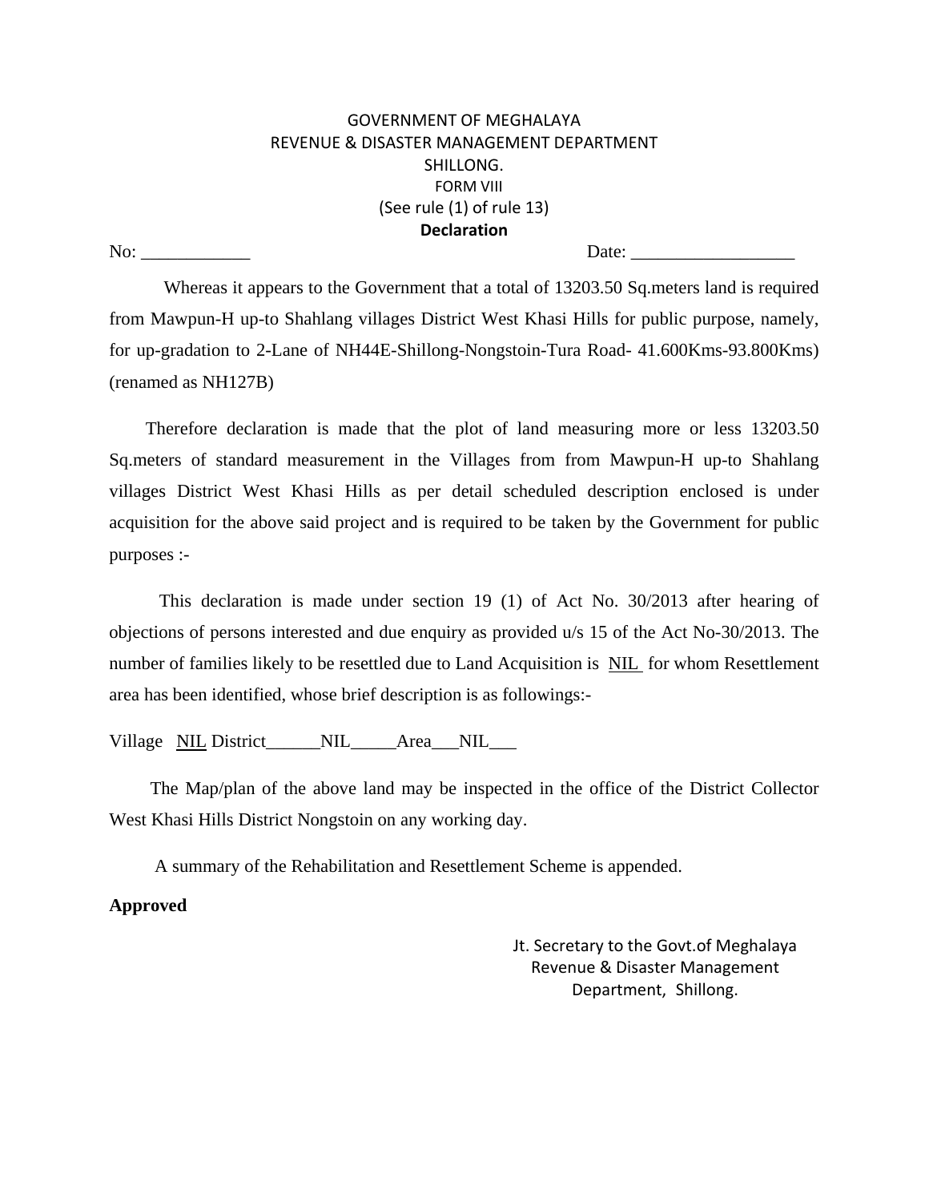GOVERNMENT OF MEGHALAYA
REVENUE & DISASTER MANAGEMENT DEPARTMENT
SHILLONG.

FORM VIII
(See rule (1) of rule 13)

**Declaration**

No: ____________ Date: __________________

Whereas it appears to the Government that a total of 13203.50 Sq.meters land is required from Mawpun-H up-to Shahlang villages District West Khasi Hills for public purpose, namely, for up-gradation to 2-Lane of NH44E-Shillong-Nongstoin-Tura Road- 41.600Kms-93.800Kms) (renamed as NH127B)

Therefore declaration is made that the plot of land measuring more or less 13203.50 Sq.meters of standard measurement in the Villages from from Mawpun-H up-to Shahlang villages District West Khasi Hills as per detail scheduled description enclosed is under acquisition for the above said project and is required to be taken by the Government for public purposes :-

This declaration is made under section 19 (1) of Act No. 30/2013 after hearing of objections of persons interested and due enquiry as provided u/s 15 of the Act No-30/2013. The number of families likely to be resettled due to Land Acquisition is NIL for whom Resettlement area has been identified, whose brief description is as followings:-

Village NIL District______NIL_____Area___NIL___

The Map/plan of the above land may be inspected in the office of the District Collector West Khasi Hills District Nongstoin on any working day.

A summary of the Rehabilitation and Resettlement Scheme is appended.

**Approved**

Jt. Secretary to the Govt.of Meghalaya
Revenue & Disaster Management
Department, Shillong.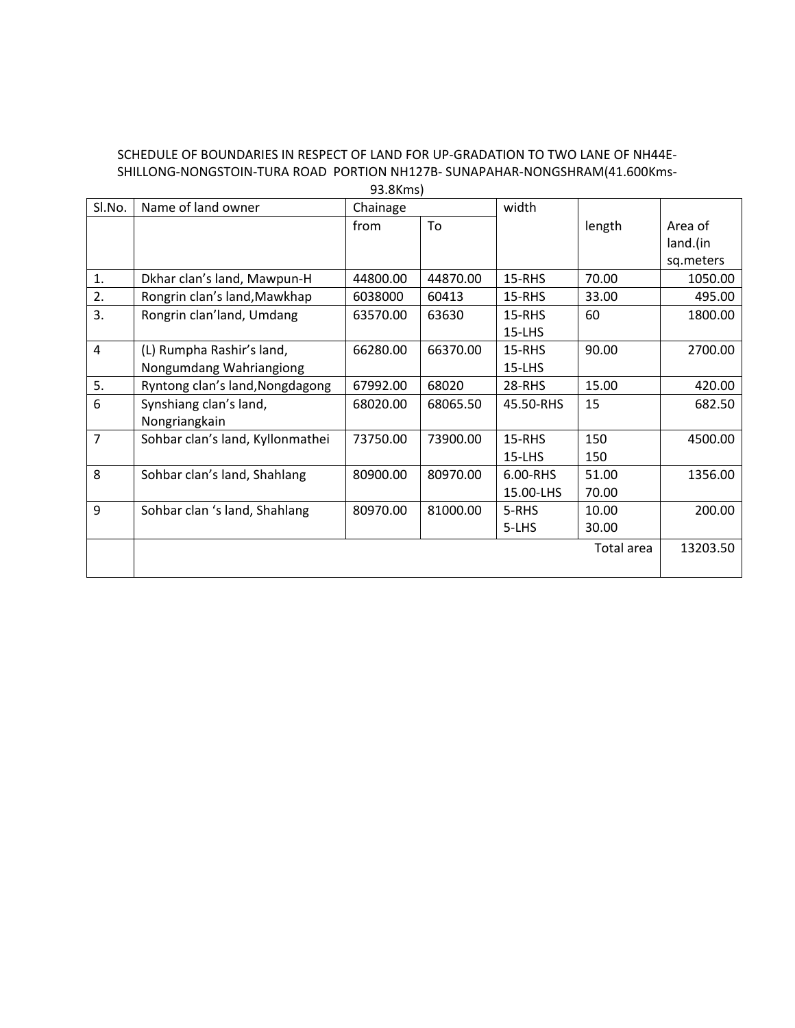SCHEDULE OF BOUNDARIES IN RESPECT OF LAND FOR UP-GRADATION TO TWO LANE OF NH44E-SHILLONG-NONGSTOIN-TURA ROAD PORTION NH127B- SUNAPAHAR-NONGSHRAM(41.600Kms-93.8Kms)

| Sl.No. | Name of land owner | Chainage | | width | length | Area of land.(in sq.meters |
|---|---|---|---|---|---|---|
| | | from | To | | | |
| 1. | Dkhar clan's land, Mawpun-H | 44800.00 | 44870.00 | 15-RHS | 70.00 | 1050.00 |
| 2. | Rongrin clan's land,Mawkhap | 6038000 | 60413 | 15-RHS | 33.00 | 495.00 |
| 3. | Rongrin clan'land, Umdang | 63570.00 | 63630 | 15-RHS<br>15-LHS | 60 | 1800.00 |
| 4 | (L) Rumpha Rashir's land, Nongumdang Wahriangiong | 66280.00 | 66370.00 | 15-RHS<br>15-LHS | 90.00 | 2700.00 |
| 5. | Ryntong clan's land,Nongdagong | 67992.00 | 68020 | 28-RHS | 15.00 | 420.00 |
| 6 | Synshiang clan's land, Nongriangkain | 68020.00 | 68065.50 | 45.50-RHS | 15 | 682.50 |
| 7 | Sohbar clan's land, Kyllonmathei | 73750.00 | 73900.00 | 15-RHS<br>15-LHS | 150<br>150 | 4500.00 |
| 8 | Sohbar clan's land, Shahlang | 80900.00 | 80970.00 | 6.00-RHS<br>15.00-LHS | 51.00<br>70.00 | 1356.00 |
| 9 | Sohbar clan 's land, Shahlang | 80970.00 | 81000.00 | 5-RHS<br>5-LHS | 10.00<br>30.00 | 200.00 |
| | | | | | Total area | 13203.50 |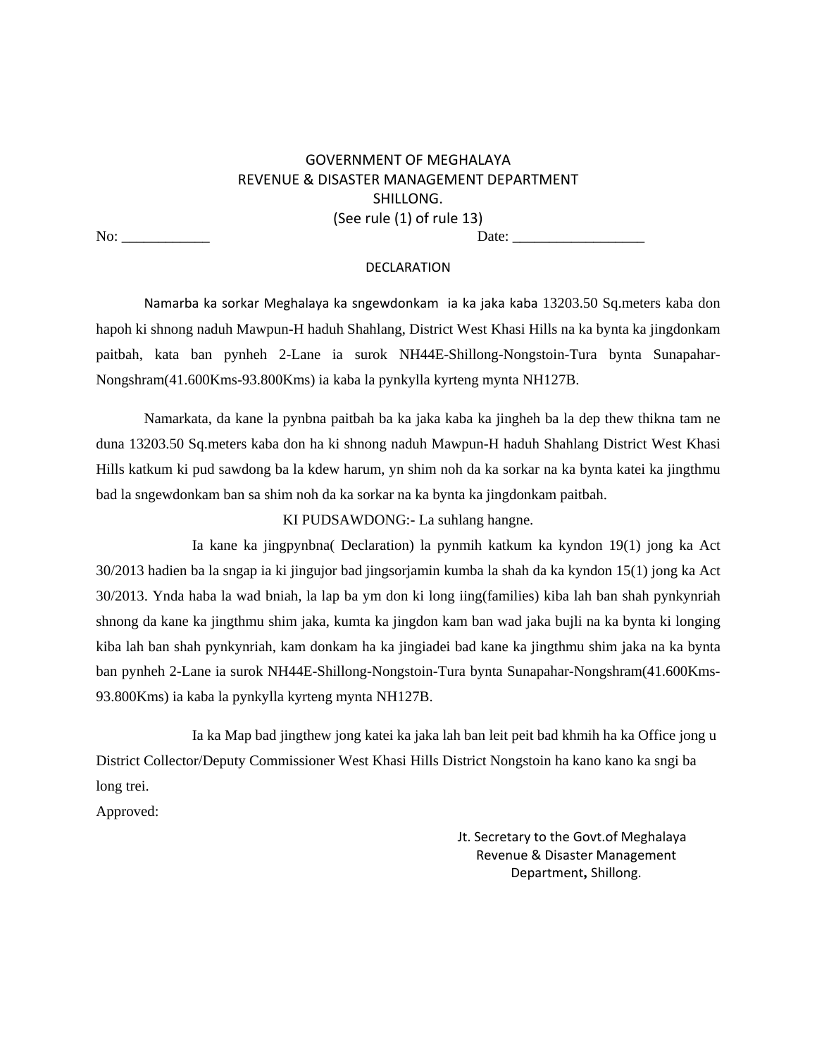GOVERNMENT OF MEGHALAYA
REVENUE & DISASTER MANAGEMENT DEPARTMENT
SHILLONG.
(See rule (1) of rule 13)

No: ____________ Date: __________________

DECLARATION

Namarba ka sorkar Meghalaya ka sngewdonkam ia ka jaka kaba 13203.50 Sq.meters kaba don hapoh ki shnong naduh Mawpun-H haduh Shahlang, District West Khasi Hills na ka bynta ka jingdonkam paitbah, kata ban pynheh 2-Lane ia surok NH44E-Shillong-Nongstoin-Tura bynta Sunapahar-Nongshram(41.600Kms-93.800Kms) ia kaba la pynkylla kyrteng mynta NH127B.

Namarkata, da kane la pynbna paitbah ba ka jaka kaba ka jingheh ba la dep thew thikna tam ne duna 13203.50 Sq.meters kaba don ha ki shnong naduh Mawpun-H haduh Shahlang District West Khasi Hills katkum ki pud sawdong ba la kdew harum, yn shim noh da ka sorkar na ka bynta katei ka jingthmu bad la sngewdonkam ban sa shim noh da ka sorkar na ka bynta ka jingdonkam paitbah.

KI PUDSAWDONG:- La suhlang hangne.

Ia kane ka jingpynbna( Declaration) la pynmih katkum ka kyndon 19(1) jong ka Act 30/2013 hadien ba la sngap ia ki jingujor bad jingsorjamin kumba la shah da ka kyndon 15(1) jong ka Act 30/2013. Ynda haba la wad bniah, la lap ba ym don ki long iing(families) kiba lah ban shah pynkynriah shnong da kane ka jingthmu shim jaka, kumta ka jingdon kam ban wad jaka bujli na ka bynta ki longing kiba lah ban shah pynkynriah, kam donkam ha ka jingiadei bad kane ka jingthmu shim jaka na ka bynta ban pynheh 2-Lane ia surok NH44E-Shillong-Nongstoin-Tura bynta Sunapahar-Nongshram(41.600Kms-93.800Kms) ia kaba la pynkylla kyrteng mynta NH127B.

Ia ka Map bad jingthew jong katei ka jaka lah ban leit peit bad khmih ha ka Office jong u District Collector/Deputy Commissioner West Khasi Hills District Nongstoin ha kano kano ka sngi ba long trei.

Approved:

Jt. Secretary to the Govt.of Meghalaya
Revenue & Disaster Management
Department, Shillong.